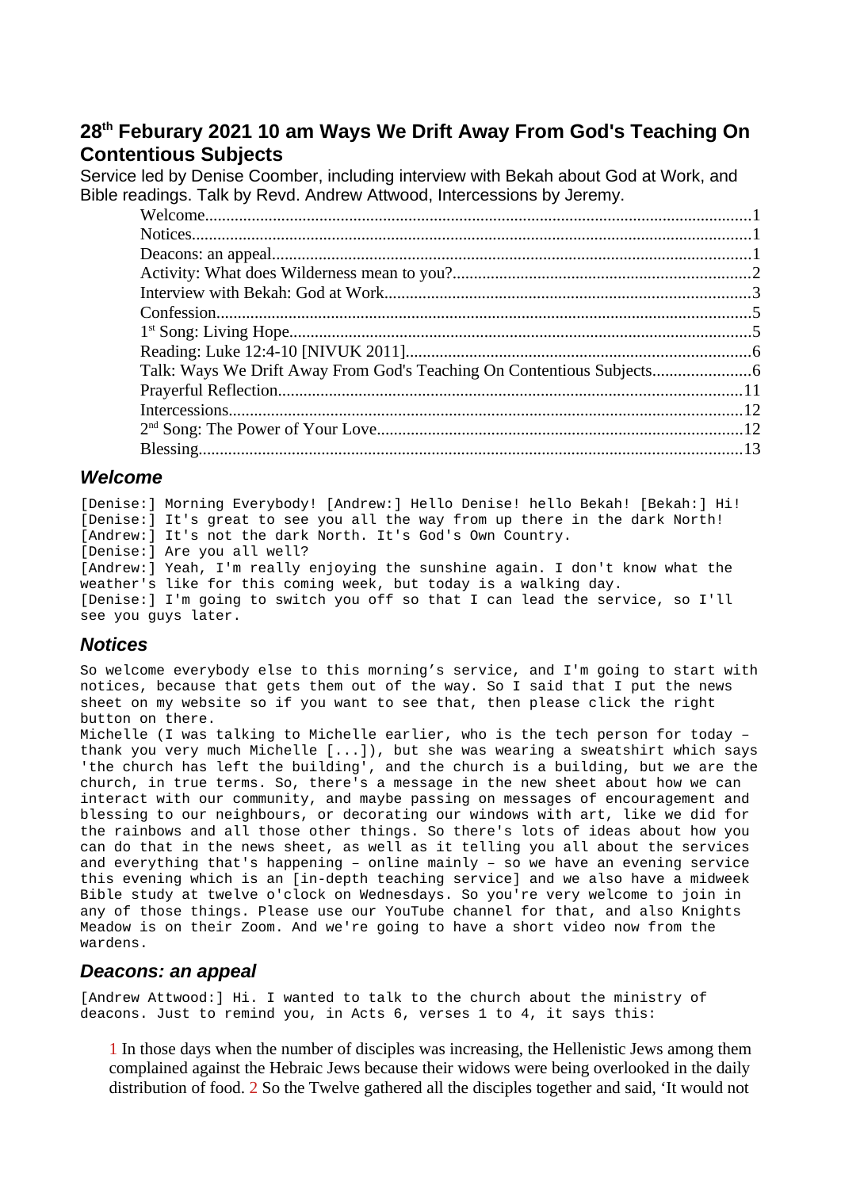## 28th Feburary 2021 10 am Ways We Drift Away From God's Teaching On Contentious Subjects

Service led by Denise Coomber, including interview with Bekah about God at Work, and Bible readings. Talk by Revd. Andrew Attwood, Intercessions by Jeremy.

- Welcome....1
- Notices....1
- Deacons: an appeal....1
- Activity: What does Wilderness mean to you?....2
- Interview with Bekah: God at Work....3
- Confession....5
- 1st Song: Living Hope....5
- Reading: Luke 12:4-10 [NIVUK 2011]....6
- Talk: Ways We Drift Away From God's Teaching On Contentious Subjects....6
- Prayerful Reflection....11
- Intercessions....12
- 2nd Song: The Power of Your Love....12
- Blessing....13

### *Welcome*

[Denise:] Morning Everybody! [Andrew:] Hello Denise! hello Bekah! [Bekah:] Hi!
[Denise:] It's great to see you all the way from up there in the dark North!
[Andrew:] It's not the dark North. It's God's Own Country.
[Denise:] Are you all well?
[Andrew:] Yeah, I'm really enjoying the sunshine again. I don't know what the weather's like for this coming week, but today is a walking day.
[Denise:] I'm going to switch you off so that I can lead the service, so I'll see you guys later.

### *Notices*

So welcome everybody else to this morning's service, and I'm going to start with notices, because that gets them out of the way. So I said that I put the news sheet on my website so if you want to see that, then please click the right button on there.
Michelle (I was talking to Michelle earlier, who is the tech person for today – thank you very much Michelle [...]), but she was wearing a sweatshirt which says 'the church has left the building', and the church is a building, but we are the church, in true terms. So, there's a message in the new sheet about how we can interact with our community, and maybe passing on messages of encouragement and blessing to our neighbours, or decorating our windows with art, like we did for the rainbows and all those other things. So there's lots of ideas about how you can do that in the news sheet, as well as it telling you all about the services and everything that's happening – online mainly – so we have an evening service this evening which is an [in-depth teaching service] and we also have a midweek Bible study at twelve o'clock on Wednesdays. So you're very welcome to join in any of those things. Please use our YouTube channel for that, and also Knights Meadow is on their Zoom. And we're going to have a short video now from the wardens.

### *Deacons: an appeal*

[Andrew Attwood:] Hi. I wanted to talk to the church about the ministry of deacons. Just to remind you, in Acts 6, verses 1 to 4, it says this:

> 1 In those days when the number of disciples was increasing, the Hellenistic Jews among them complained against the Hebraic Jews because their widows were being overlooked in the daily distribution of food. 2 So the Twelve gathered all the disciples together and said, 'It would not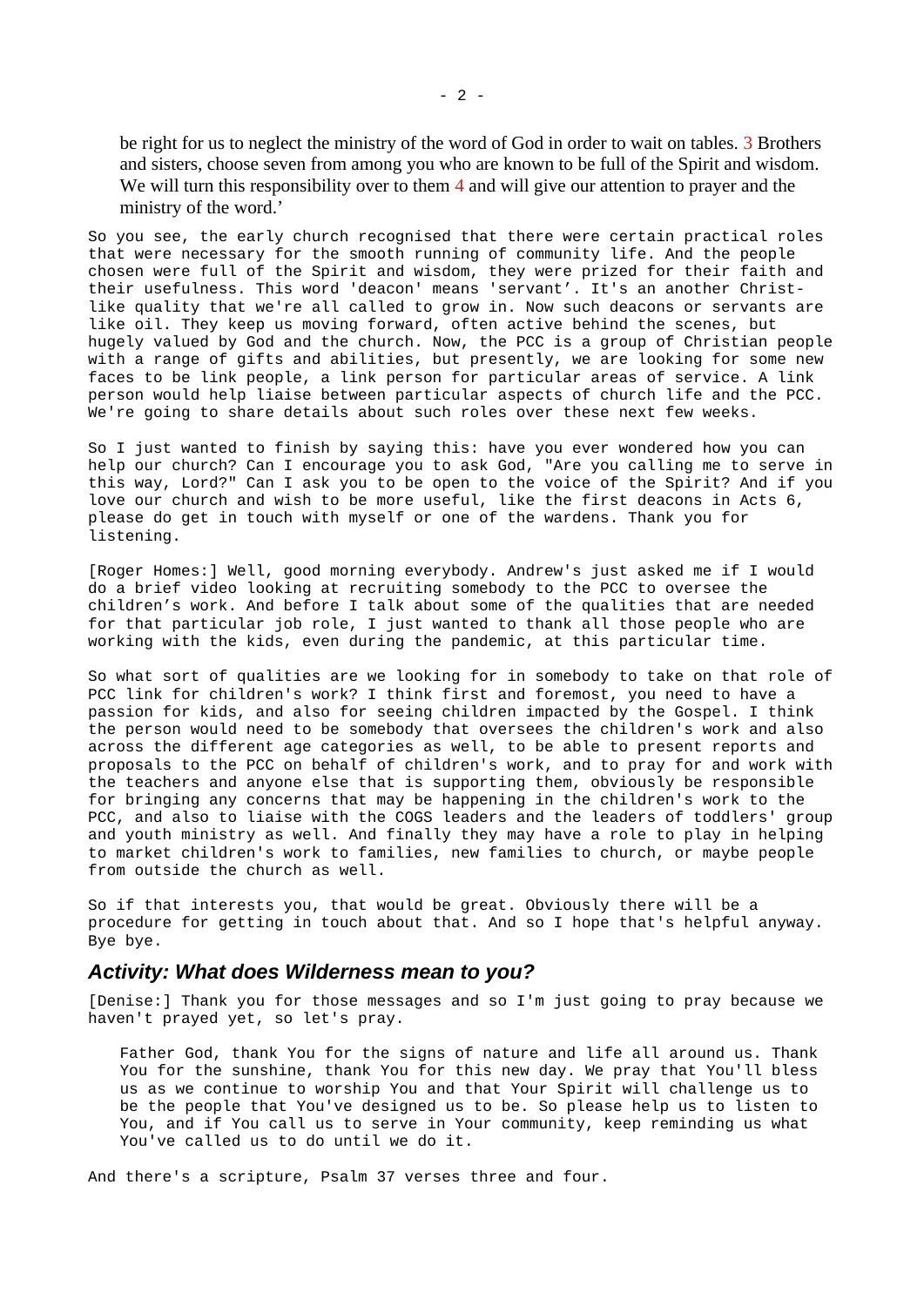> be right for us to neglect the ministry of the word of God in order to wait on tables. 3 Brothers and sisters, choose seven from among you who are known to be full of the Spirit and wisdom. We will turn this responsibility over to them 4 and will give our attention to prayer and the ministry of the word.'

So you see, the early church recognised that there were certain practical roles that were necessary for the smooth running of community life. And the people chosen were full of the Spirit and wisdom, they were prized for their faith and their usefulness. This word 'deacon' means 'servant'. It's an another Christ-like quality that we're all called to grow in. Now such deacons or servants are like oil. They keep us moving forward, often active behind the scenes, but hugely valued by God and the church. Now, the PCC is a group of Christian people with a range of gifts and abilities, but presently, we are looking for some new faces to be link people, a link person for particular areas of service. A link person would help liaise between particular aspects of church life and the PCC. We're going to share details about such roles over these next few weeks.

So I just wanted to finish by saying this: have you ever wondered how you can help our church? Can I encourage you to ask God, "Are you calling me to serve in this way, Lord?" Can I ask you to be open to the voice of the Spirit? And if you love our church and wish to be more useful, like the first deacons in Acts 6, please do get in touch with myself or one of the wardens. Thank you for listening.

[Roger Homes:] Well, good morning everybody. Andrew's just asked me if I would do a brief video looking at recruiting somebody to the PCC to oversee the children's work. And before I talk about some of the qualities that are needed for that particular job role, I just wanted to thank all those people who are working with the kids, even during the pandemic, at this particular time.

So what sort of qualities are we looking for in somebody to take on that role of PCC link for children's work? I think first and foremost, you need to have a passion for kids, and also for seeing children impacted by the Gospel. I think the person would need to be somebody that oversees the children's work and also across the different age categories as well, to be able to present reports and proposals to the PCC on behalf of children's work, and to pray for and work with the teachers and anyone else that is supporting them, obviously be responsible for bringing any concerns that may be happening in the children's work to the PCC, and also to liaise with the COGS leaders and the leaders of toddlers' group and youth ministry as well. And finally they may have a role to play in helping to market children's work to families, new families to church, or maybe people from outside the church as well.

So if that interests you, that would be great. Obviously there will be a procedure for getting in touch about that. And so I hope that's helpful anyway. Bye bye.

## Activity: What does Wilderness mean to you?

[Denise:] Thank you for those messages and so I'm just going to pray because we haven't prayed yet, so let's pray.

> Father God, thank You for the signs of nature and life all around us. Thank You for the sunshine, thank You for this new day. We pray that You'll bless us as we continue to worship You and that Your Spirit will challenge us to be the people that You've designed us to be. So please help us to listen to You, and if You call us to serve in Your community, keep reminding us what You've called us to do until we do it.

And there's a scripture, Psalm 37 verses three and four.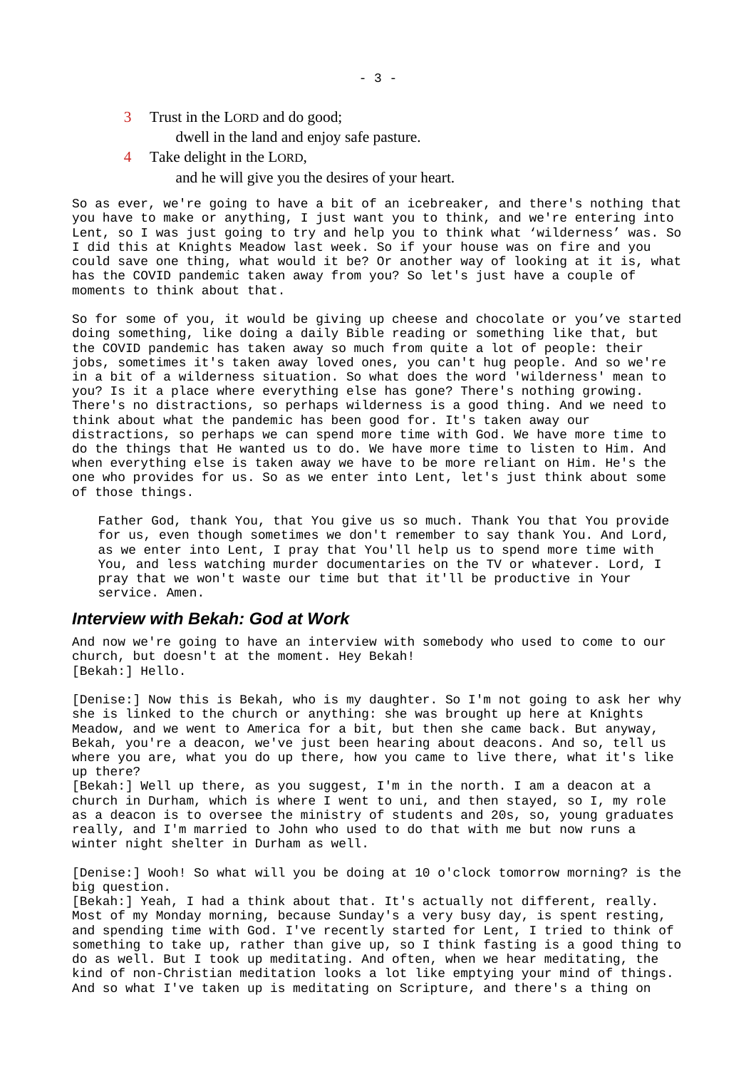3 Trust in the LORD and do good;

dwell in the land and enjoy safe pasture.

4 Take delight in the LORD,

and he will give you the desires of your heart.

So as ever, we're going to have a bit of an icebreaker, and there's nothing that you have to make or anything, I just want you to think, and we're entering into Lent, so I was just going to try and help you to think what 'wilderness' was. So I did this at Knights Meadow last week. So if your house was on fire and you could save one thing, what would it be? Or another way of looking at it is, what has the COVID pandemic taken away from you? So let's just have a couple of moments to think about that.

So for some of you, it would be giving up cheese and chocolate or you've started doing something, like doing a daily Bible reading or something like that, but the COVID pandemic has taken away so much from quite a lot of people: their jobs, sometimes it's taken away loved ones, you can't hug people. And so we're in a bit of a wilderness situation. So what does the word 'wilderness' mean to you? Is it a place where everything else has gone? There's nothing growing. There's no distractions, so perhaps wilderness is a good thing. And we need to think about what the pandemic has been good for. It's taken away our distractions, so perhaps we can spend more time with God. We have more time to do the things that He wanted us to do. We have more time to listen to Him. And when everything else is taken away we have to be more reliant on Him. He's the one who provides for us. So as we enter into Lent, let's just think about some of those things.

> Father God, thank You, that You give us so much. Thank You that You provide for us, even though sometimes we don't remember to say thank You. And Lord, as we enter into Lent, I pray that You'll help us to spend more time with You, and less watching murder documentaries on the TV or whatever. Lord, I pray that we won't waste our time but that it'll be productive in Your service. Amen.

## Interview with Bekah: God at Work

And now we're going to have an interview with somebody who used to come to our church, but doesn't at the moment. Hey Bekah!
[Bekah:] Hello.

[Denise:] Now this is Bekah, who is my daughter. So I'm not going to ask her why she is linked to the church or anything: she was brought up here at Knights Meadow, and we went to America for a bit, but then she came back. But anyway, Bekah, you're a deacon, we've just been hearing about deacons. And so, tell us where you are, what you do up there, how you came to live there, what it's like up there?
[Bekah:] Well up there, as you suggest, I'm in the north. I am a deacon at a church in Durham, which is where I went to uni, and then stayed, so I, my role as a deacon is to oversee the ministry of students and 20s, so, young graduates really, and I'm married to John who used to do that with me but now runs a winter night shelter in Durham as well.

[Denise:] Wooh! So what will you be doing at 10 o'clock tomorrow morning? is the big question.
[Bekah:] Yeah, I had a think about that. It's actually not different, really. Most of my Monday morning, because Sunday's a very busy day, is spent resting, and spending time with God. I've recently started for Lent, I tried to think of something to take up, rather than give up, so I think fasting is a good thing to do as well. But I took up meditating. And often, when we hear meditating, the kind of non-Christian meditation looks a lot like emptying your mind of things. And so what I've taken up is meditating on Scripture, and there's a thing on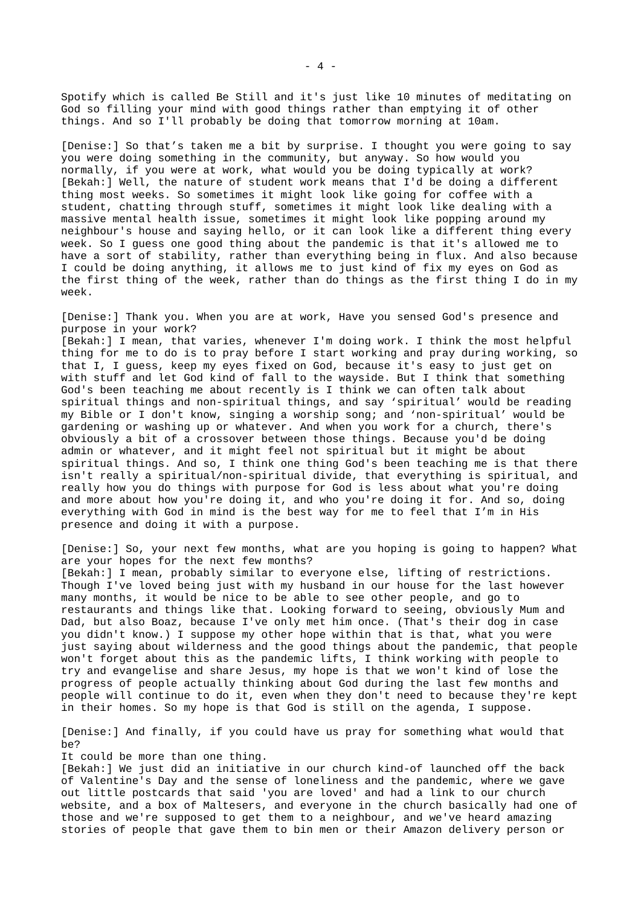Spotify which is called Be Still and it's just like 10 minutes of meditating on God so filling your mind with good things rather than emptying it of other things. And so I'll probably be doing that tomorrow morning at 10am.

[Denise:] So that's taken me a bit by surprise. I thought you were going to say you were doing something in the community, but anyway. So how would you normally, if you were at work, what would you be doing typically at work?
[Bekah:] Well, the nature of student work means that I'd be doing a different thing most weeks. So sometimes it might look like going for coffee with a student, chatting through stuff, sometimes it might look like dealing with a massive mental health issue, sometimes it might look like popping around my neighbour's house and saying hello, or it can look like a different thing every week. So I guess one good thing about the pandemic is that it's allowed me to have a sort of stability, rather than everything being in flux. And also because I could be doing anything, it allows me to just kind of fix my eyes on God as the first thing of the week, rather than do things as the first thing I do in my week.

[Denise:] Thank you. When you are at work, Have you sensed God's presence and purpose in your work?
[Bekah:] I mean, that varies, whenever I'm doing work. I think the most helpful thing for me to do is to pray before I start working and pray during working, so that I, I guess, keep my eyes fixed on God, because it's easy to just get on with stuff and let God kind of fall to the wayside. But I think that something God's been teaching me about recently is I think we can often talk about spiritual things and non-spiritual things, and say 'spiritual' would be reading my Bible or I don't know, singing a worship song; and 'non-spiritual' would be gardening or washing up or whatever. And when you work for a church, there's obviously a bit of a crossover between those things. Because you'd be doing admin or whatever, and it might feel not spiritual but it might be about spiritual things. And so, I think one thing God's been teaching me is that there isn't really a spiritual/non-spiritual divide, that everything is spiritual, and really how you do things with purpose for God is less about what you're doing and more about how you're doing it, and who you're doing it for. And so, doing everything with God in mind is the best way for me to feel that I'm in His presence and doing it with a purpose.

[Denise:] So, your next few months, what are you hoping is going to happen? What are your hopes for the next few months?
[Bekah:] I mean, probably similar to everyone else, lifting of restrictions. Though I've loved being just with my husband in our house for the last however many months, it would be nice to be able to see other people, and go to restaurants and things like that. Looking forward to seeing, obviously Mum and Dad, but also Boaz, because I've only met him once. (That's their dog in case you didn't know.) I suppose my other hope within that is that, what you were just saying about wilderness and the good things about the pandemic, that people won't forget about this as the pandemic lifts, I think working with people to try and evangelise and share Jesus, my hope is that we won't kind of lose the progress of people actually thinking about God during the last few months and people will continue to do it, even when they don't need to because they're kept in their homes. So my hope is that God is still on the agenda, I suppose.

[Denise:] And finally, if you could have us pray for something what would that be?
It could be more than one thing.
[Bekah:] We just did an initiative in our church kind-of launched off the back of Valentine's Day and the sense of loneliness and the pandemic, where we gave out little postcards that said 'you are loved' and had a link to our church website, and a box of Maltesers, and everyone in the church basically had one of those and we're supposed to get them to a neighbour, and we've heard amazing stories of people that gave them to bin men or their Amazon delivery person or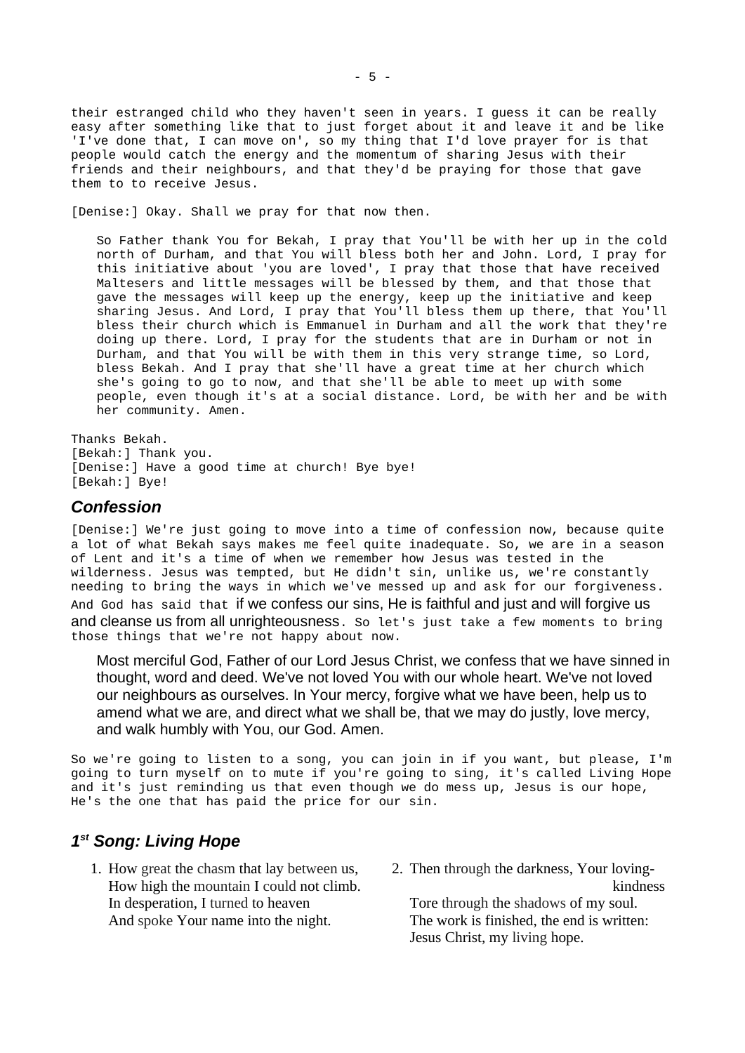their estranged child who they haven't seen in years. I guess it can be really easy after something like that to just forget about it and leave it and be like 'I've done that, I can move on', so my thing that I'd love prayer for is that people would catch the energy and the momentum of sharing Jesus with their friends and their neighbours, and that they'd be praying for those that gave them to to receive Jesus.

[Denise:] Okay. Shall we pray for that now then.

> So Father thank You for Bekah, I pray that You'll be with her up in the cold north of Durham, and that You will bless both her and John. Lord, I pray for this initiative about 'you are loved', I pray that those that have received Maltesers and little messages will be blessed by them, and that those that gave the messages will keep up the energy, keep up the initiative and keep sharing Jesus. And Lord, I pray that You'll bless them up there, that You'll bless their church which is Emmanuel in Durham and all the work that they're doing up there. Lord, I pray for the students that are in Durham or not in Durham, and that You will be with them in this very strange time, so Lord, bless Bekah. And I pray that she'll have a great time at her church which she's going to go to now, and that she'll be able to meet up with some people, even though it's at a social distance. Lord, be with her and be with her community. Amen.

Thanks Bekah.
[Bekah:] Thank you.
[Denise:] Have a good time at church! Bye bye!
[Bekah:] Bye!

## *Confession*

[Denise:] We're just going to move into a time of confession now, because quite a lot of what Bekah says makes me feel quite inadequate. So, we are in a season of Lent and it's a time of when we remember how Jesus was tested in the wilderness. Jesus was tempted, but He didn't sin, unlike us, we're constantly needing to bring the ways in which we've messed up and ask for our forgiveness. And God has said that if we confess our sins, He is faithful and just and will forgive us and cleanse us from all unrighteousness. So let's just take a few moments to bring those things that we're not happy about now.

> Most merciful God, Father of our Lord Jesus Christ, we confess that we have sinned in thought, word and deed. We've not loved You with our whole heart. We've not loved our neighbours as ourselves. In Your mercy, forgive what we have been, help us to amend what we are, and direct what we shall be, that we may do justly, love mercy, and walk humbly with You, our God. Amen.

So we're going to listen to a song, you can join in if you want, but please, I'm going to turn myself on to mute if you're going to sing, it's called Living Hope and it's just reminding us that even though we do mess up, Jesus is our hope, He's the one that has paid the price for our sin.

## *1st Song: Living Hope*

1. How great the chasm that lay between us,
   How high the mountain I could not climb.
   In desperation, I turned to heaven
   And spoke Your name into the night.

2. Then through the darkness, Your loving-kindness
   Tore through the shadows of my soul.
   The work is finished, the end is written:
   Jesus Christ, my living hope.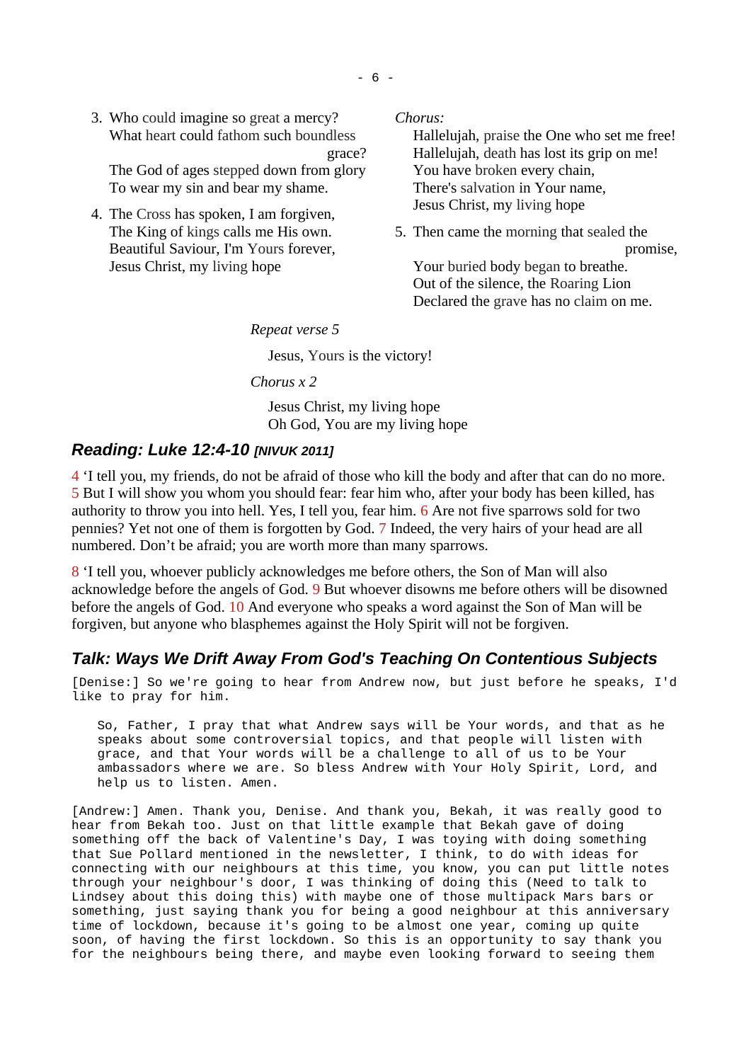3. Who could imagine so great a mercy?
   What heart could fathom such boundless grace?
   The God of ages stepped down from glory
   To wear my sin and bear my shame.

4. The Cross has spoken, I am forgiven,
   The King of kings calls me His own.
   Beautiful Saviour, I'm Yours forever,
   Jesus Christ, my living hope

*Chorus:*

Hallelujah, praise the One who set me free!
Hallelujah, death has lost its grip on me!
You have broken every chain,
There's salvation in Your name,
Jesus Christ, my living hope

5. Then came the morning that sealed the promise,
   Your buried body began to breathe.
   Out of the silence, the Roaring Lion
   Declared the grave has no claim on me.

*Repeat verse 5*

Jesus, Yours is the victory!

*Chorus x 2*

Jesus Christ, my living hope
Oh God, You are my living hope

## *Reading: Luke 12:4-10 [NIVUK 2011]*

4 'I tell you, my friends, do not be afraid of those who kill the body and after that can do no more. 5 But I will show you whom you should fear: fear him who, after your body has been killed, has authority to throw you into hell. Yes, I tell you, fear him. 6 Are not five sparrows sold for two pennies? Yet not one of them is forgotten by God. 7 Indeed, the very hairs of your head are all numbered. Don't be afraid; you are worth more than many sparrows.

8 'I tell you, whoever publicly acknowledges me before others, the Son of Man will also acknowledge before the angels of God. 9 But whoever disowns me before others will be disowned before the angels of God. 10 And everyone who speaks a word against the Son of Man will be forgiven, but anyone who blasphemes against the Holy Spirit will not be forgiven.

## *Talk: Ways We Drift Away From God's Teaching On Contentious Subjects*

[Denise:] So we're going to hear from Andrew now, but just before he speaks, I'd like to pray for him.

> So, Father, I pray that what Andrew says will be Your words, and that as he speaks about some controversial topics, and that people will listen with grace, and that Your words will be a challenge to all of us to be Your ambassadors where we are. So bless Andrew with Your Holy Spirit, Lord, and help us to listen. Amen.

[Andrew:] Amen. Thank you, Denise. And thank you, Bekah, it was really good to hear from Bekah too. Just on that little example that Bekah gave of doing something off the back of Valentine's Day, I was toying with doing something that Sue Pollard mentioned in the newsletter, I think, to do with ideas for connecting with our neighbours at this time, you know, you can put little notes through your neighbour's door, I was thinking of doing this (Need to talk to Lindsey about this doing this) with maybe one of those multipack Mars bars or something, just saying thank you for being a good neighbour at this anniversary time of lockdown, because it's going to be almost one year, coming up quite soon, of having the first lockdown. So this is an opportunity to say thank you for the neighbours being there, and maybe even looking forward to seeing them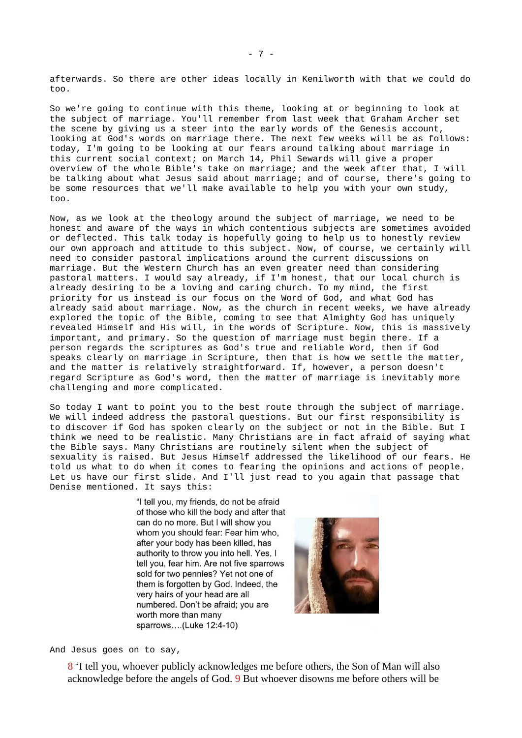afterwards. So there are other ideas locally in Kenilworth with that we could do too.

So we're going to continue with this theme, looking at or beginning to look at the subject of marriage. You'll remember from last week that Graham Archer set the scene by giving us a steer into the early words of the Genesis account, looking at God's words on marriage there. The next few weeks will be as follows: today, I'm going to be looking at our fears around talking about marriage in this current social context; on March 14, Phil Sewards will give a proper overview of the whole Bible's take on marriage; and the week after that, I will be talking about what Jesus said about marriage; and of course, there's going to be some resources that we'll make available to help you with your own study, too.

Now, as we look at the theology around the subject of marriage, we need to be honest and aware of the ways in which contentious subjects are sometimes avoided or deflected. This talk today is hopefully going to help us to honestly review our own approach and attitude to this subject. Now, of course, we certainly will need to consider pastoral implications around the current discussions on marriage. But the Western Church has an even greater need than considering pastoral matters. I would say already, if I'm honest, that our local church is already desiring to be a loving and caring church. To my mind, the first priority for us instead is our focus on the Word of God, and what God has already said about marriage. Now, as the church in recent weeks, we have already explored the topic of the Bible, coming to see that Almighty God has uniquely revealed Himself and His will, in the words of Scripture. Now, this is massively important, and primary. So the question of marriage must begin there. If a person regards the scriptures as God's true and reliable Word, then if God speaks clearly on marriage in Scripture, then that is how we settle the matter, and the matter is relatively straightforward. If, however, a person doesn't regard Scripture as God's word, then the matter of marriage is inevitably more challenging and more complicated.

So today I want to point you to the best route through the subject of marriage. We will indeed address the pastoral questions. But our first responsibility is to discover if God has spoken clearly on the subject or not in the Bible. But I think we need to be realistic. Many Christians are in fact afraid of saying what the Bible says. Many Christians are routinely silent when the subject of sexuality is raised. But Jesus Himself addressed the likelihood of our fears. He told us what to do when it comes to fearing the opinions and actions of people. Let us have our first slide. And I'll just read to you again that passage that Denise mentioned. It says this:

> "I tell you, my friends, do not be afraid of those who kill the body and after that can do no more. But I will show you whom you should fear: Fear him who, after your body has been killed, has authority to throw you into hell. Yes, I tell you, fear him. Are not five sparrows sold for two pennies? Yet not one of them is forgotten by God. Indeed, the very hairs of your head are all numbered. Don't be afraid; you are worth more than many sparrows….(Luke 12:4-10)

And Jesus goes on to say,

> 8 'I tell you, whoever publicly acknowledges me before others, the Son of Man will also acknowledge before the angels of God. 9 But whoever disowns me before others will be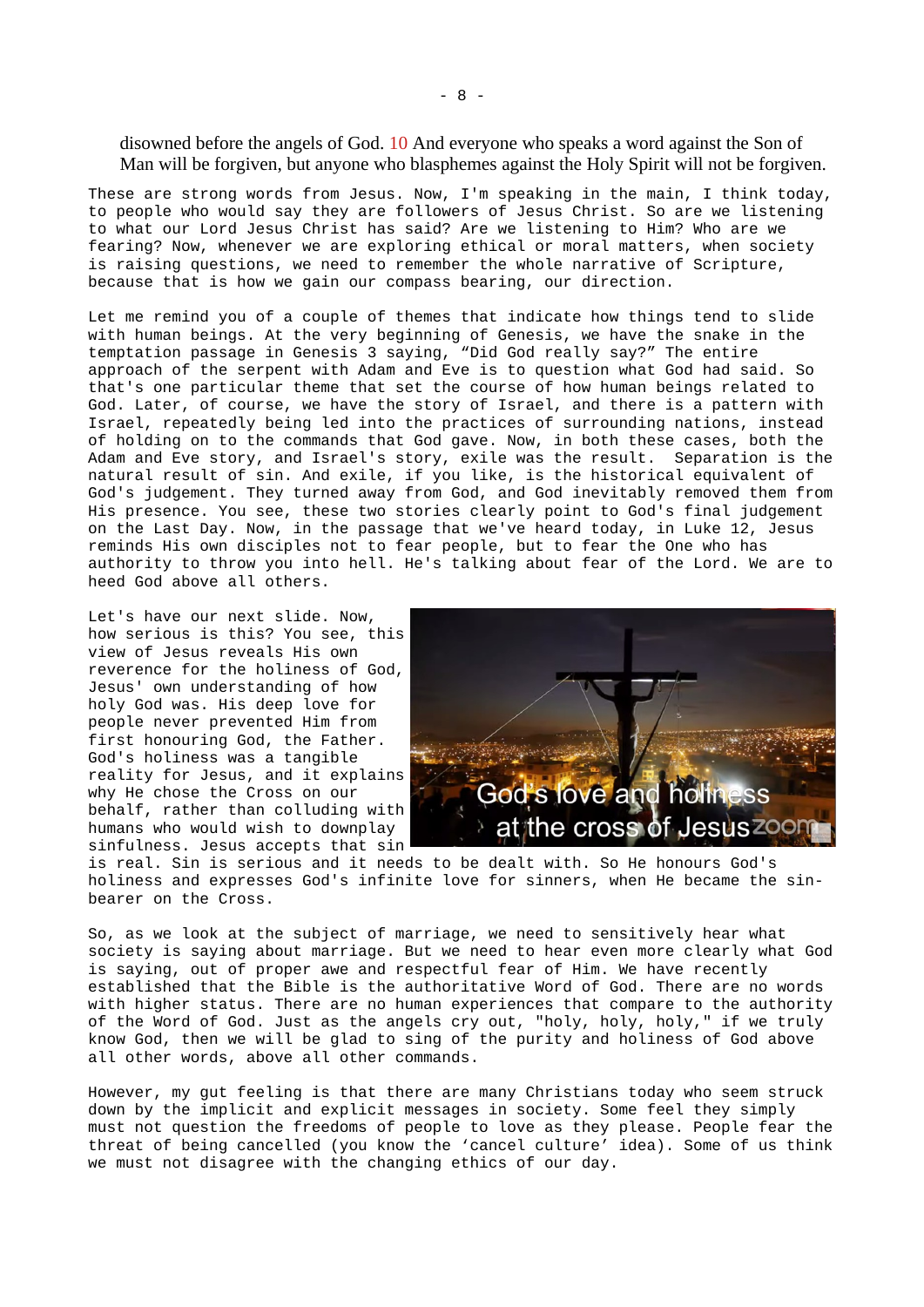disowned before the angels of God. 10 And everyone who speaks a word against the Son of Man will be forgiven, but anyone who blasphemes against the Holy Spirit will not be forgiven.

These are strong words from Jesus. Now, I'm speaking in the main, I think today, to people who would say they are followers of Jesus Christ. So are we listening to what our Lord Jesus Christ has said? Are we listening to Him? Who are we fearing? Now, whenever we are exploring ethical or moral matters, when society is raising questions, we need to remember the whole narrative of Scripture, because that is how we gain our compass bearing, our direction.

Let me remind you of a couple of themes that indicate how things tend to slide with human beings. At the very beginning of Genesis, we have the snake in the temptation passage in Genesis 3 saying, “Did God really say?” The entire approach of the serpent with Adam and Eve is to question what God had said. So that's one particular theme that set the course of how human beings related to God. Later, of course, we have the story of Israel, and there is a pattern with Israel, repeatedly being led into the practices of surrounding nations, instead of holding on to the commands that God gave. Now, in both these cases, both the Adam and Eve story, and Israel's story, exile was the result. Separation is the natural result of sin. And exile, if you like, is the historical equivalent of God's judgement. They turned away from God, and God inevitably removed them from His presence. You see, these two stories clearly point to God's final judgement on the Last Day. Now, in the passage that we've heard today, in Luke 12, Jesus reminds His own disciples not to fear people, but to fear the One who has authority to throw you into hell. He's talking about fear of the Lord. We are to heed God above all others.

Let's have our next slide. Now, how serious is this? You see, this view of Jesus reveals His own reverence for the holiness of God, Jesus' own understanding of how holy God was. His deep love for people never prevented Him from first honouring God, the Father. God's holiness was a tangible reality for Jesus, and it explains why He chose the Cross on our behalf, rather than colluding with humans who would wish to downplay sinfulness. Jesus accepts that sin is real. Sin is serious and it needs to be dealt with. So He honours God's holiness and expresses God's infinite love for sinners, when He became the sin-bearer on the Cross.

So, as we look at the subject of marriage, we need to sensitively hear what society is saying about marriage. But we need to hear even more clearly what God is saying, out of proper awe and respectful fear of Him. We have recently established that the Bible is the authoritative Word of God. There are no words with higher status. There are no human experiences that compare to the authority of the Word of God. Just as the angels cry out, "holy, holy, holy," if we truly know God, then we will be glad to sing of the purity and holiness of God above all other words, above all other commands.

However, my gut feeling is that there are many Christians today who seem struck down by the implicit and explicit messages in society. Some feel they simply must not question the freedoms of people to love as they please. People fear the threat of being cancelled (you know the ‘cancel culture’ idea). Some of us think we must not disagree with the changing ethics of our day.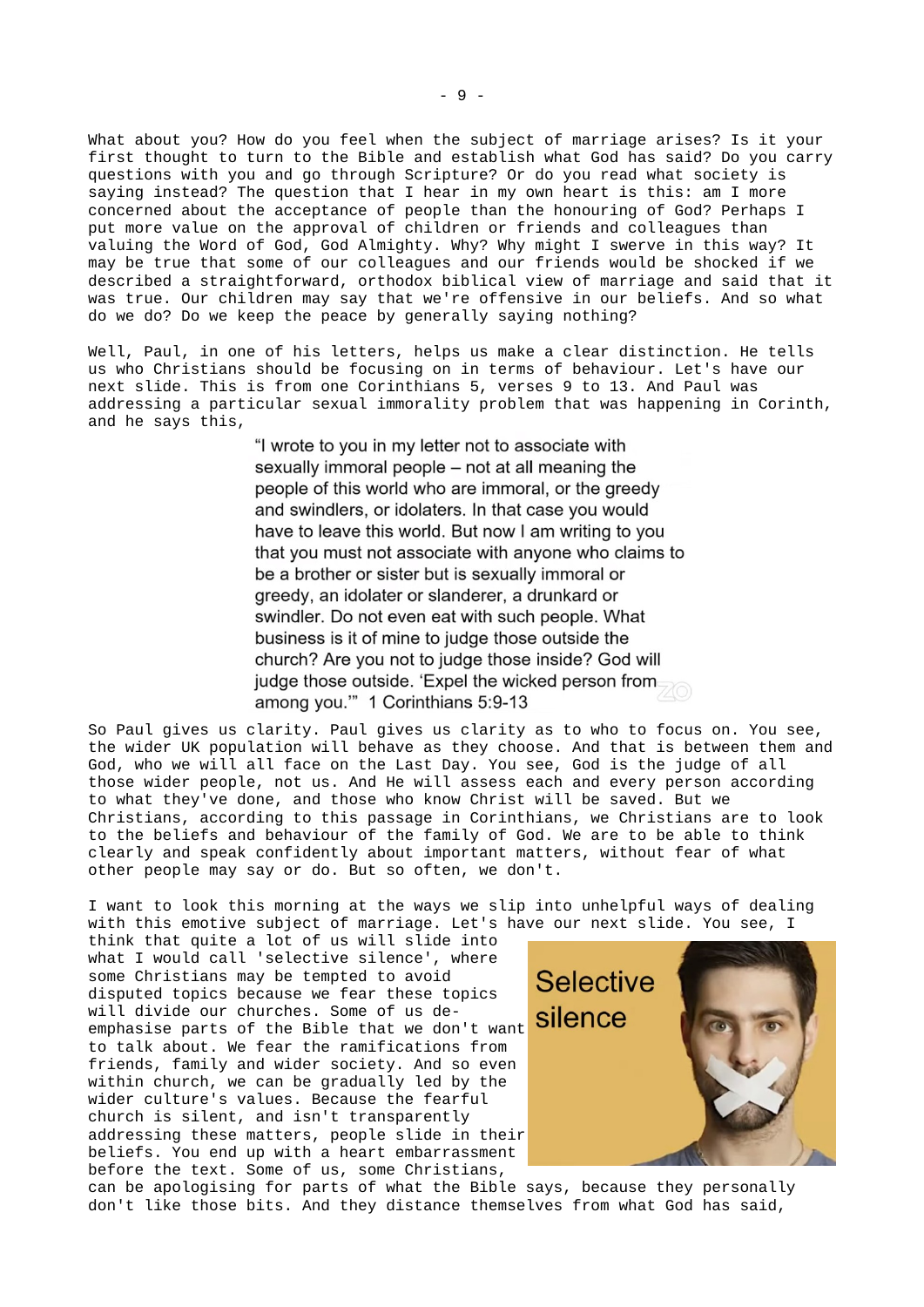What about you? How do you feel when the subject of marriage arises? Is it your first thought to turn to the Bible and establish what God has said? Do you carry questions with you and go through Scripture? Or do you read what society is saying instead? The question that I hear in my own heart is this: am I more concerned about the acceptance of people than the honouring of God? Perhaps I put more value on the approval of children or friends and colleagues than valuing the Word of God, God Almighty. Why? Why might I swerve in this way? It may be true that some of our colleagues and our friends would be shocked if we described a straightforward, orthodox biblical view of marriage and said that it was true. Our children may say that we're offensive in our beliefs. And so what do we do? Do we keep the peace by generally saying nothing?

Well, Paul, in one of his letters, helps us make a clear distinction. He tells us who Christians should be focusing on in terms of behaviour. Let's have our next slide. This is from one Corinthians 5, verses 9 to 13. And Paul was addressing a particular sexual immorality problem that was happening in Corinth, and he says this,

> "I wrote to you in my letter not to associate with sexually immoral people – not at all meaning the people of this world who are immoral, or the greedy and swindlers, or idolaters. In that case you would have to leave this world. But now I am writing to you that you must not associate with anyone who claims to be a brother or sister but is sexually immoral or greedy, an idolater or slanderer, a drunkard or swindler. Do not even eat with such people. What business is it of mine to judge those outside the church? Are you not to judge those inside? God will judge those outside. 'Expel the wicked person from among you.'" 1 Corinthians 5:9-13

So Paul gives us clarity. Paul gives us clarity as to who to focus on. You see, the wider UK population will behave as they choose. And that is between them and God, who we will all face on the Last Day. You see, God is the judge of all those wider people, not us. And He will assess each and every person according to what they've done, and those who know Christ will be saved. But we Christians, according to this passage in Corinthians, we Christians are to look to the beliefs and behaviour of the family of God. We are to be able to think clearly and speak confidently about important matters, without fear of what other people may say or do. But so often, we don't.

I want to look this morning at the ways we slip into unhelpful ways of dealing with this emotive subject of marriage. Let's have our next slide. You see, I think that quite a lot of us will slide into what I would call 'selective silence', where some Christians may be tempted to avoid disputed topics because we fear these topics will divide our churches. Some of us de-emphasise parts of the Bible that we don't want to talk about. We fear the ramifications from friends, family and wider society. And so even within church, we can be gradually led by the wider culture's values. Because the fearful church is silent, and isn't transparently addressing these matters, people slide in their beliefs. You end up with a heart embarrassment before the text. Some of us, some Christians, can be apologising for parts of what the Bible says, because they personally don't like those bits. And they distance themselves from what God has said,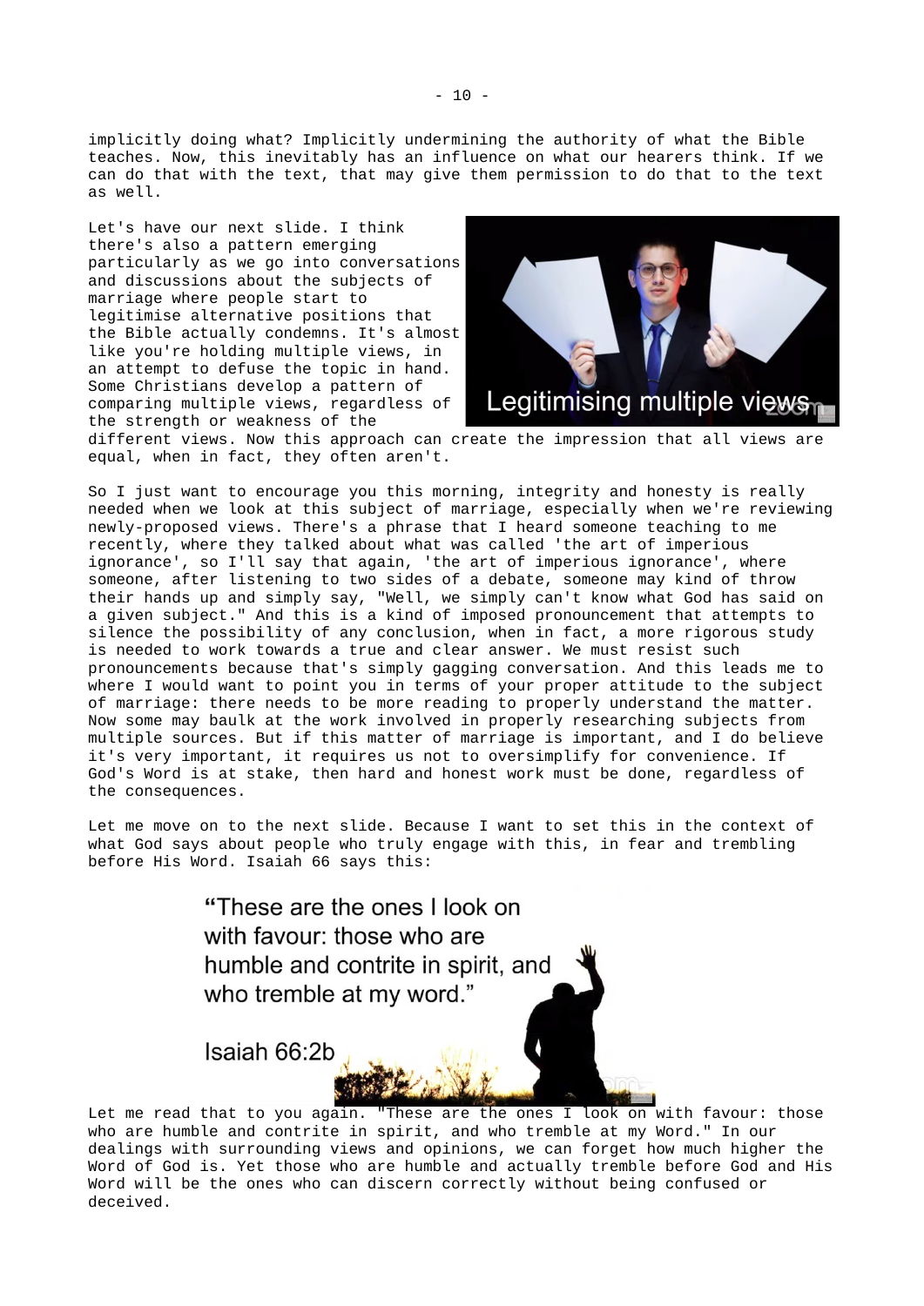implicitly doing what? Implicitly undermining the authority of what the Bible teaches. Now, this inevitably has an influence on what our hearers think. If we can do that with the text, that may give them permission to do that to the text as well.

Let's have our next slide. I think there's also a pattern emerging particularly as we go into conversations and discussions about the subjects of marriage where people start to legitimise alternative positions that the Bible actually condemns. It's almost like you're holding multiple views, in an attempt to defuse the topic in hand. Some Christians develop a pattern of comparing multiple views, regardless of the strength or weakness of the different views. Now this approach can create the impression that all views are equal, when in fact, they often aren't.

So I just want to encourage you this morning, integrity and honesty is really needed when we look at this subject of marriage, especially when we're reviewing newly-proposed views. There's a phrase that I heard someone teaching to me recently, where they talked about what was called 'the art of imperious ignorance', so I'll say that again, 'the art of imperious ignorance', where someone, after listening to two sides of a debate, someone may kind of throw their hands up and simply say, "Well, we simply can't know what God has said on a given subject." And this is a kind of imposed pronouncement that attempts to silence the possibility of any conclusion, when in fact, a more rigorous study is needed to work towards a true and clear answer. We must resist such pronouncements because that's simply gagging conversation. And this leads me to where I would want to point you in terms of your proper attitude to the subject of marriage: there needs to be more reading to properly understand the matter. Now some may baulk at the work involved in properly researching subjects from multiple sources. But if this matter of marriage is important, and I do believe it's very important, it requires us not to oversimplify for convenience. If God's Word is at stake, then hard and honest work must be done, regardless of the consequences.

Let me move on to the next slide. Because I want to set this in the context of what God says about people who truly engage with this, in fear and trembling before His Word. Isaiah 66 says this:

> "These are the ones I look on with favour: those who are humble and contrite in spirit, and who tremble at my word."
>
> Isaiah 66:2b

Let me read that to you again. "These are the ones I look on with favour: those who are humble and contrite in spirit, and who tremble at my Word." In our dealings with surrounding views and opinions, we can forget how much higher the Word of God is. Yet those who are humble and actually tremble before God and His Word will be the ones who can discern correctly without being confused or deceived.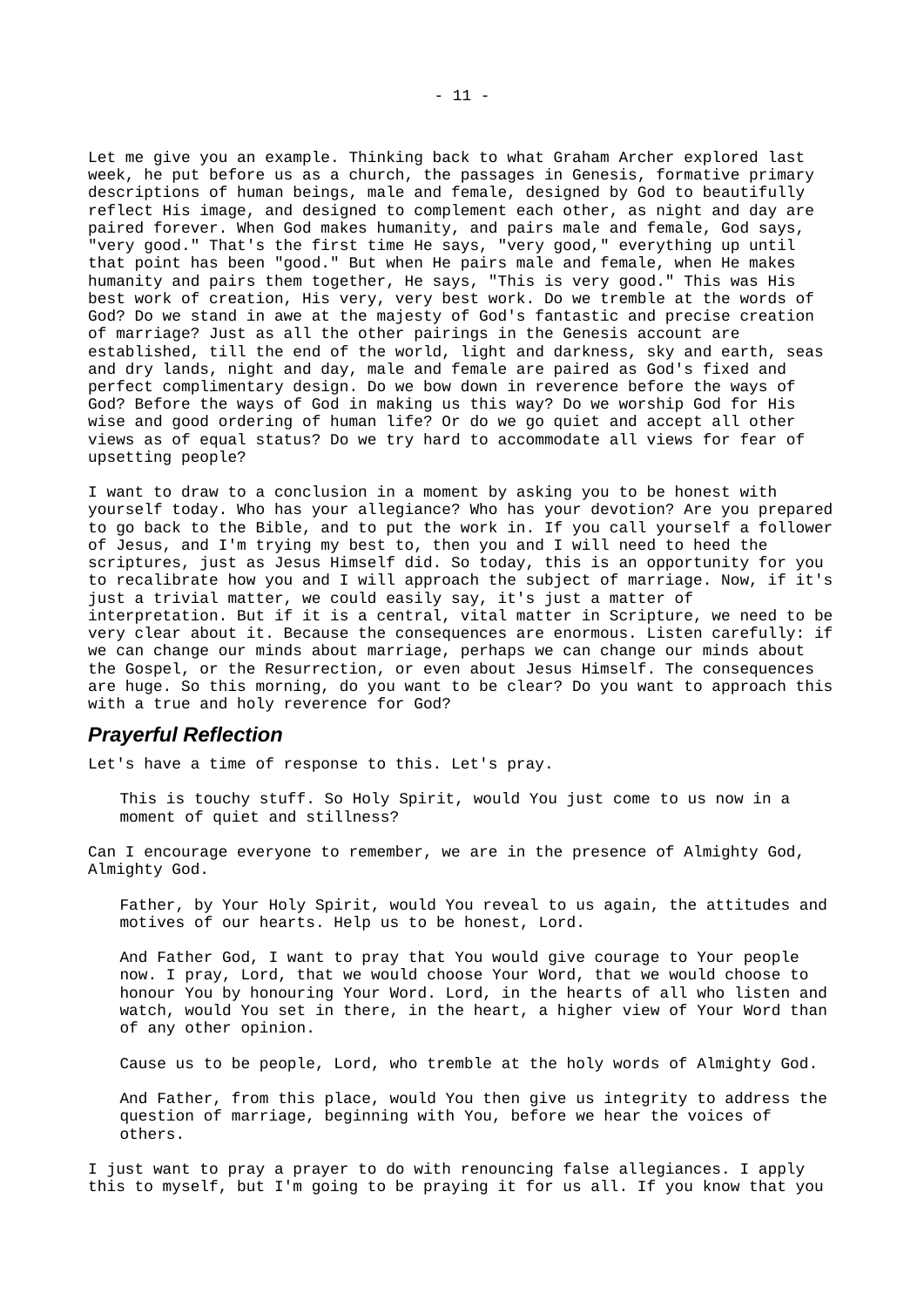Let me give you an example. Thinking back to what Graham Archer explored last week, he put before us as a church, the passages in Genesis, formative primary descriptions of human beings, male and female, designed by God to beautifully reflect His image, and designed to complement each other, as night and day are paired forever. When God makes humanity, and pairs male and female, God says, "very good." That's the first time He says, "very good," everything up until that point has been "good." But when He pairs male and female, when He makes humanity and pairs them together, He says, "This is very good." This was His best work of creation, His very, very best work. Do we tremble at the words of God? Do we stand in awe at the majesty of God's fantastic and precise creation of marriage? Just as all the other pairings in the Genesis account are established, till the end of the world, light and darkness, sky and earth, seas and dry lands, night and day, male and female are paired as God's fixed and perfect complimentary design. Do we bow down in reverence before the ways of God? Before the ways of God in making us this way? Do we worship God for His wise and good ordering of human life? Or do we go quiet and accept all other views as of equal status? Do we try hard to accommodate all views for fear of upsetting people?

I want to draw to a conclusion in a moment by asking you to be honest with yourself today. Who has your allegiance? Who has your devotion? Are you prepared to go back to the Bible, and to put the work in. If you call yourself a follower of Jesus, and I'm trying my best to, then you and I will need to heed the scriptures, just as Jesus Himself did. So today, this is an opportunity for you to recalibrate how you and I will approach the subject of marriage. Now, if it's just a trivial matter, we could easily say, it's just a matter of interpretation. But if it is a central, vital matter in Scripture, we need to be very clear about it. Because the consequences are enormous. Listen carefully: if we can change our minds about marriage, perhaps we can change our minds about the Gospel, or the Resurrection, or even about Jesus Himself. The consequences are huge. So this morning, do you want to be clear? Do you want to approach this with a true and holy reverence for God?

## *Prayerful Reflection*

Let's have a time of response to this. Let's pray.

> This is touchy stuff. So Holy Spirit, would You just come to us now in a moment of quiet and stillness?

Can I encourage everyone to remember, we are in the presence of Almighty God, Almighty God.

> Father, by Your Holy Spirit, would You reveal to us again, the attitudes and motives of our hearts. Help us to be honest, Lord.
>
> And Father God, I want to pray that You would give courage to Your people now. I pray, Lord, that we would choose Your Word, that we would choose to honour You by honouring Your Word. Lord, in the hearts of all who listen and watch, would You set in there, in the heart, a higher view of Your Word than of any other opinion.
>
> Cause us to be people, Lord, who tremble at the holy words of Almighty God.
>
> And Father, from this place, would You then give us integrity to address the question of marriage, beginning with You, before we hear the voices of others.

I just want to pray a prayer to do with renouncing false allegiances. I apply this to myself, but I'm going to be praying it for us all. If you know that you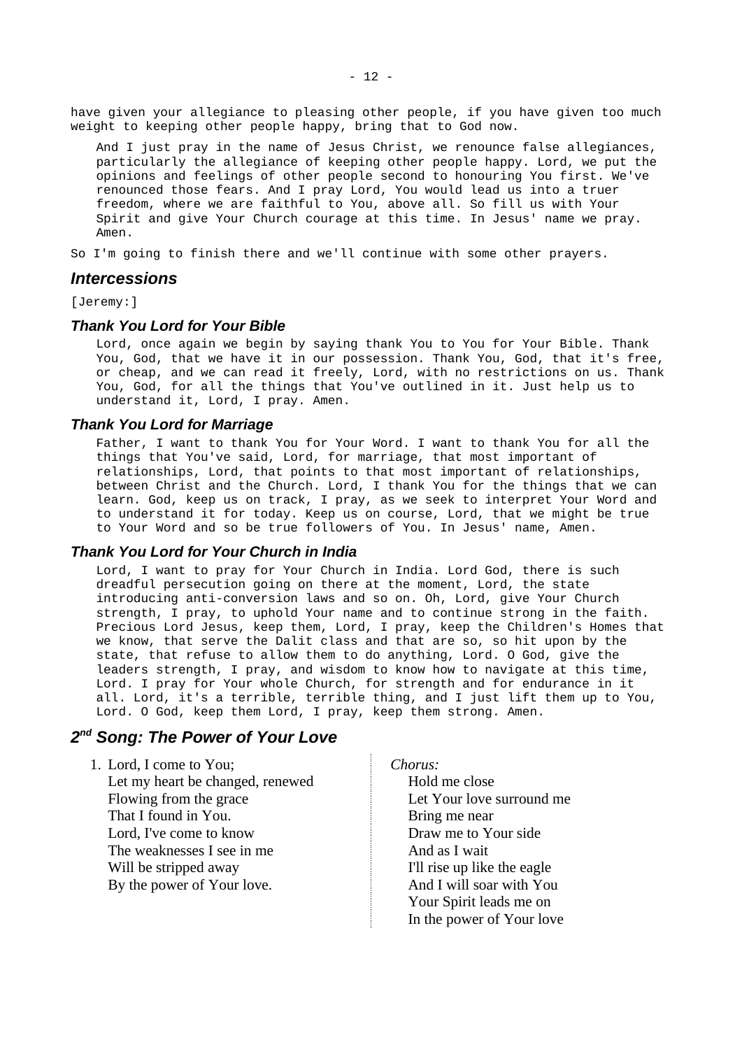have given your allegiance to pleasing other people, if you have given too much weight to keeping other people happy, bring that to God now.

> And I just pray in the name of Jesus Christ, we renounce false allegiances, particularly the allegiance of keeping other people happy. Lord, we put the opinions and feelings of other people second to honouring You first. We've renounced those fears. And I pray Lord, You would lead us into a truer freedom, where we are faithful to You, above all. So fill us with Your Spirit and give Your Church courage at this time. In Jesus' name we pray. Amen.

So I'm going to finish there and we'll continue with some other prayers.

## *Intercessions*

[Jeremy:]

### *Thank You Lord for Your Bible*

> Lord, once again we begin by saying thank You to You for Your Bible. Thank You, God, that we have it in our possession. Thank You, God, that it's free, or cheap, and we can read it freely, Lord, with no restrictions on us. Thank You, God, for all the things that You've outlined in it. Just help us to understand it, Lord, I pray. Amen.

### *Thank You Lord for Marriage*

> Father, I want to thank You for Your Word. I want to thank You for all the things that You've said, Lord, for marriage, that most important of relationships, Lord, that points to that most important of relationships, between Christ and the Church. Lord, I thank You for the things that we can learn. God, keep us on track, I pray, as we seek to interpret Your Word and to understand it for today. Keep us on course, Lord, that we might be true to Your Word and so be true followers of You. In Jesus' name, Amen.

### *Thank You Lord for Your Church in India*

> Lord, I want to pray for Your Church in India. Lord God, there is such dreadful persecution going on there at the moment, Lord, the state introducing anti-conversion laws and so on. Oh, Lord, give Your Church strength, I pray, to uphold Your name and to continue strong in the faith. Precious Lord Jesus, keep them, Lord, I pray, keep the Children's Homes that we know, that serve the Dalit class and that are so, so hit upon by the state, that refuse to allow them to do anything, Lord. O God, give the leaders strength, I pray, and wisdom to know how to navigate at this time, Lord. I pray for Your whole Church, for strength and for endurance in it all. Lord, it's a terrible, terrible thing, and I just lift them up to You, Lord. O God, keep them Lord, I pray, keep them strong. Amen.

## *2nd Song: The Power of Your Love*

1. Lord, I come to You;  
   Let my heart be changed, renewed  
   Flowing from the grace  
   That I found in You.  
   Lord, I've come to know  
   The weaknesses I see in me  
   Will be stripped away  
   By the power of Your love.

*Chorus:*

Hold me close  
Let Your love surround me  
Bring me near  
Draw me to Your side  
And as I wait  
I'll rise up like the eagle  
And I will soar with You  
Your Spirit leads me on  
In the power of Your love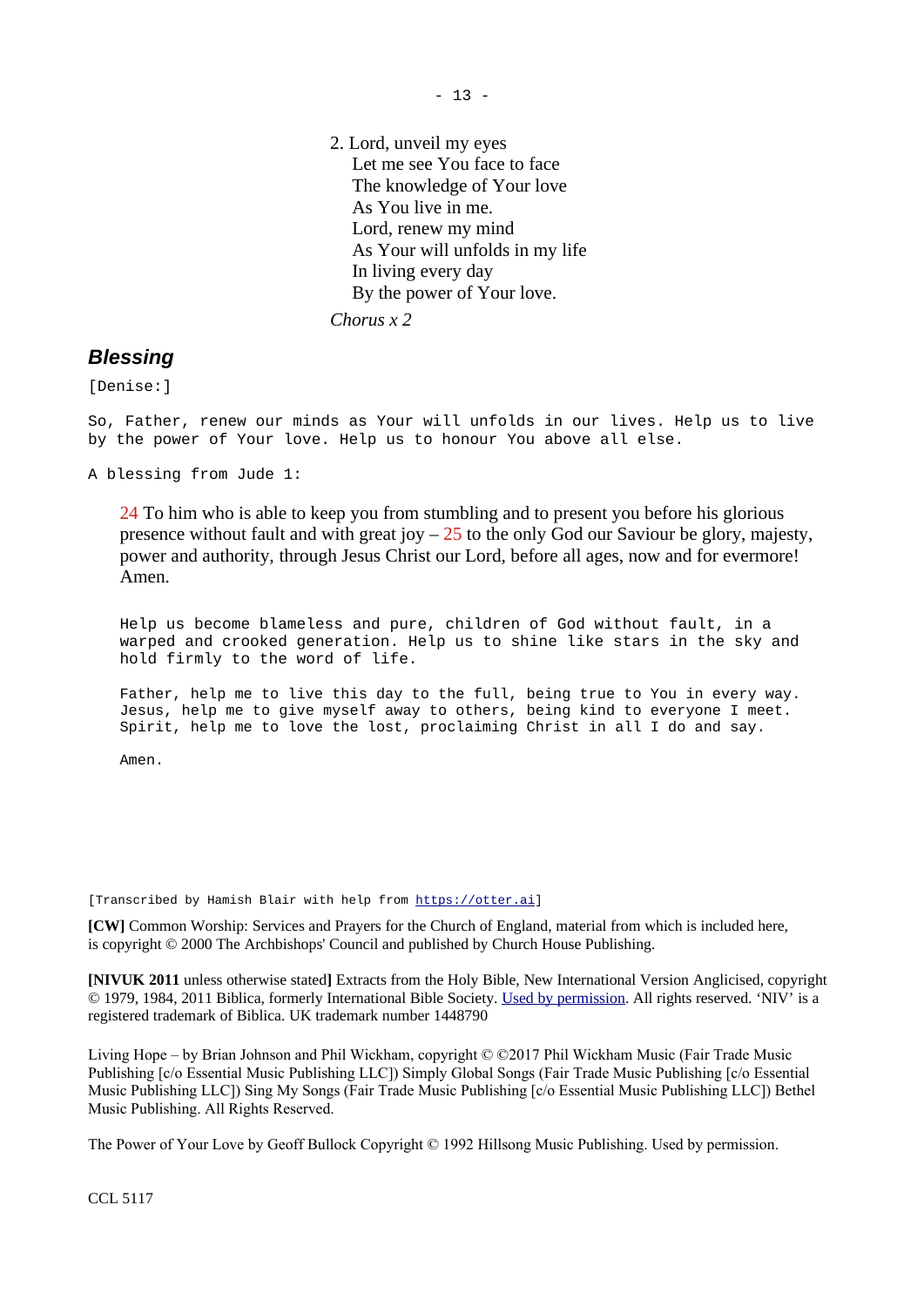2. Lord, unveil my eyes
   Let me see You face to face
   The knowledge of Your love
   As You live in me.
   Lord, renew my mind
   As Your will unfolds in my life
   In living every day
   By the power of Your love.

*Chorus x 2*

## ***Blessing***

[Denise:]

So, Father, renew our minds as Your will unfolds in our lives. Help us to live by the power of Your love. Help us to honour You above all else.

A blessing from Jude 1:

> 24 To him who is able to keep you from stumbling and to present you before his glorious presence without fault and with great joy – 25 to the only God our Saviour be glory, majesty, power and authority, through Jesus Christ our Lord, before all ages, now and for evermore! Amen.

> Help us become blameless and pure, children of God without fault, in a warped and crooked generation. Help us to shine like stars in the sky and hold firmly to the word of life.
>
> Father, help me to live this day to the full, being true to You in every way.
> Jesus, help me to give myself away to others, being kind to everyone I meet.
> Spirit, help me to love the lost, proclaiming Christ in all I do and say.
>
> Amen.

[Transcribed by Hamish Blair with help from https://otter.ai]

**[CW]** Common Worship: Services and Prayers for the Church of England, material from which is included here, is copyright © 2000 The Archbishops' Council and published by Church House Publishing.

**[NIVUK 2011** unless otherwise stated**]** Extracts from the Holy Bible, New International Version Anglicised, copyright © 1979, 1984, 2011 Biblica, formerly International Bible Society. Used by permission. All rights reserved. 'NIV' is a registered trademark of Biblica. UK trademark number 1448790

Living Hope – by Brian Johnson and Phil Wickham, copyright © ©2017 Phil Wickham Music (Fair Trade Music Publishing [c/o Essential Music Publishing LLC]) Simply Global Songs (Fair Trade Music Publishing [c/o Essential Music Publishing LLC]) Sing My Songs (Fair Trade Music Publishing [c/o Essential Music Publishing LLC]) Bethel Music Publishing. All Rights Reserved.

The Power of Your Love by Geoff Bullock Copyright © 1992 Hillsong Music Publishing. Used by permission.

CCL 5117